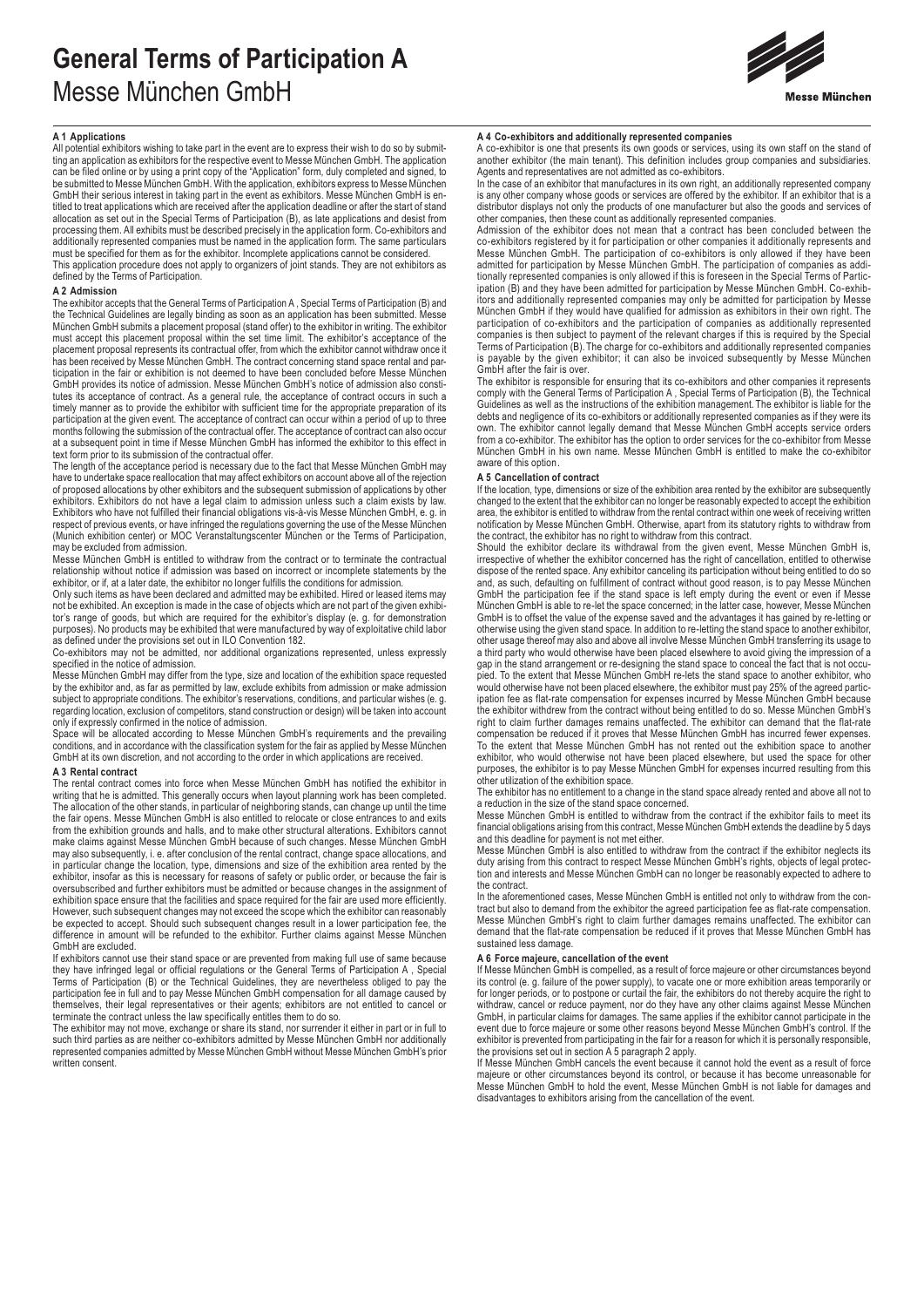# General Terms of Participation A
Messe München GmbH

### A 1 Applications

All potential exhibitors wishing to take part in the event are to express their wish to do so by submitting an application as exhibitors for the respective event to Messe München GmbH. The application can be filed online or by using a print copy of the "Application" form, duly completed and signed, to be submitted to Messe München GmbH. With the application, exhibitors express to Messe München GmbH their serious interest in taking part in the event as exhibitors. Messe München GmbH is entitled to treat applications which are received after the application deadline or after the start of stand allocation as set out in the Special Terms of Participation (B), as late applications and desist from processing them. All exhibits must be described precisely in the application form. Co-exhibitors and additionally represented companies must be named in the application form. The same particulars must be specified for them as for the exhibitor. Incomplete applications cannot be considered.

This application procedure does not apply to organizers of joint stands. They are not exhibitors as defined by the Terms of Participation.

### A 2 Admission

The exhibitor accepts that the General Terms of Participation A , Special Terms of Participation (B) and the Technical Guidelines are legally binding as soon as an application has been submitted. Messe München GmbH submits a placement proposal (stand offer) to the exhibitor in writing. The exhibitor must accept this placement proposal within the set time limit. The exhibitor's acceptance of the placement proposal represents its contractual offer, from which the exhibitor cannot withdraw once it has been received by Messe München GmbH. The contract concerning stand space rental and participation in the fair or exhibition is not deemed to have been concluded before Messe München GmbH provides its notice of admission. Messe München GmbH's notice of admission also constitutes its acceptance of contract. As a general rule, the acceptance of contract occurs in such a timely manner as to provide the exhibitor with sufficient time for the appropriate preparation of its participation at the given event. The acceptance of contract can occur within a period of up to three months following the submission of the contractual offer. The acceptance of contract can also occur at a subsequent point in time if Messe München GmbH has informed the exhibitor to this effect in text form prior to its submission of the contractual offer.

The length of the acceptance period is necessary due to the fact that Messe München GmbH may have to undertake space reallocation that may affect exhibitors on account above all of the rejection of proposed allocations by other exhibitors and the subsequent submission of applications by other exhibitors. Exhibitors do not have a legal claim to admission unless such a claim exists by law. Exhibitors who have not fulfilled their financial obligations vis-à-vis Messe München GmbH, e. g. in respect of previous events, or have infringed the regulations governing the use of the Messe München (Munich exhibition center) or MOC Veranstaltungscenter München or the Terms of Participation, may be excluded from admission.

Messe München GmbH is entitled to withdraw from the contract or to terminate the contractual relationship without notice if admission was based on incorrect or incomplete statements by the exhibitor, or if, at a later date, the exhibitor no longer fulfills the conditions for admission.

Only such items as have been declared and admitted may be exhibited. Hired or leased items may not be exhibited. An exception is made in the case of objects which are not part of the given exhibitor's range of goods, but which are required for the exhibitor's display (e. g. for demonstration purposes). No products may be exhibited that were manufactured by way of exploitative child labor as defined under the provisions set out in ILO Convention 182.

Co-exhibitors may not be admitted, nor additional organizations represented, unless expressly specified in the notice of admission.

Messe München GmbH may differ from the type, size and location of the exhibition space requested by the exhibitor and, as far as permitted by law, exclude exhibits from admission or make admission subject to appropriate conditions. The exhibitor's reservations, conditions, and particular wishes (e. g. regarding location, exclusion of competitors, stand construction or design) will be taken into account only if expressly confirmed in the notice of admission.

Space will be allocated according to Messe München GmbH's requirements and the prevailing conditions, and in accordance with the classification system for the fair as applied by Messe München GmbH at its own discretion, and not according to the order in which applications are received.

### A 3 Rental contract

The rental contract comes into force when Messe München GmbH has notified the exhibitor in writing that he is admitted. This generally occurs when layout planning work has been completed. The allocation of the other stands, in particular of neighboring stands, can change up until the time the fair opens. Messe München GmbH is also entitled to relocate or close entrances to and exits from the exhibition grounds and halls, and to make other structural alterations. Exhibitors cannot make claims against Messe München GmbH because of such changes. Messe München GmbH may also subsequently, i. e. after conclusion of the rental contract, change space allocations, and in particular change the location, type, dimensions and size of the exhibition area rented by the exhibitor, insofar as this is necessary for reasons of safety or public order, or because the fair is oversubscribed and further exhibitors must be admitted or because changes in the assignment of exhibition space ensure that the facilities and space required for the fair are used more efficiently. However, such subsequent changes may not exceed the scope which the exhibitor can reasonably be expected to accept. Should such subsequent changes result in a lower participation fee, the difference in amount will be refunded to the exhibitor. Further claims against Messe München GmbH are excluded.

If exhibitors cannot use their stand space or are prevented from making full use of same because they have infringed legal or official regulations or the General Terms of Participation A , Special Terms of Participation (B) or the Technical Guidelines, they are nevertheless obliged to pay the participation fee in full and to pay Messe München GmbH compensation for all damage caused by themselves, their legal representatives or their agents; exhibitors are not entitled to cancel or terminate the contract unless the law specifically entitles them to do so.

The exhibitor may not move, exchange or share its stand, nor surrender it either in part or in full to such third parties as are neither co-exhibitors admitted by Messe München GmbH nor additionally represented companies admitted by Messe München GmbH without Messe München GmbH's prior written consent.

### A 4 Co-exhibitors and additionally represented companies

A co-exhibitor is one that presents its own goods or services, using its own staff on the stand of another exhibitor (the main tenant). This definition includes group companies and subsidiaries. Agents and representatives are not admitted as co-exhibitors.

In the case of an exhibitor that manufactures in its own right, an additionally represented company is any other company whose goods or services are offered by the exhibitor. If an exhibitor that is a distributor displays not only the products of one manufacturer but also the goods and services of other companies, then these count as additionally represented companies.

Admission of the exhibitor does not mean that a contract has been concluded between the co-exhibitors registered by it for participation or other companies it additionally represents and Messe München GmbH. The participation of co-exhibitors is only allowed if they have been admitted for participation by Messe München GmbH. The participation of companies as additionally represented companies is only allowed if this is foreseen in the Special Terms of Participation (B) and they have been admitted for participation by Messe München GmbH. Co-exhibitors and additionally represented companies may only be admitted for participation by Messe München GmbH if they would have qualified for admission as exhibitors in their own right. The participation of co-exhibitors and the participation of companies as additionally represented companies is then subject to payment of the relevant charges if this is required by the Special Terms of Participation (B). The charge for co-exhibitors and additionally represented companies is payable by the given exhibitor; it can also be invoiced subsequently by Messe München GmbH after the fair is over.

The exhibitor is responsible for ensuring that its co-exhibitors and other companies it represents comply with the General Terms of Participation A , Special Terms of Participation (B), the Technical Guidelines as well as the instructions of the exhibition management. The exhibitor is liable for the debts and negligence of its co-exhibitors or additionally represented companies as if they were its own. The exhibitor cannot legally demand that Messe München GmbH accepts service orders from a co-exhibitor. The exhibitor has the option to order services for the co-exhibitor from Messe München GmbH in his own name. Messe München GmbH is entitled to make the co-exhibitor aware of this option.

### A 5 Cancellation of contract

If the location, type, dimensions or size of the exhibition area rented by the exhibitor are subsequently changed to the extent that the exhibitor can no longer be reasonably expected to accept the exhibition area, the exhibitor is entitled to withdraw from the rental contract within one week of receiving written notification by Messe München GmbH. Otherwise, apart from its statutory rights to withdraw from the contract, the exhibitor has no right to withdraw from this contract.

Should the exhibitor declare its withdrawal from the given event, Messe München GmbH is, irrespective of whether the exhibitor concerned has the right of cancellation, entitled to otherwise dispose of the rented space. Any exhibitor canceling its participation without being entitled to do so and, as such, defaulting on fulfillment of contract without good reason, is to pay Messe München GmbH the participation fee if the stand space is left empty during the event or even if Messe München GmbH is able to re-let the space concerned; in the latter case, however, Messe München GmbH is to offset the value of the expense saved and the advantages it has gained by re-letting or otherwise using the given stand space. In addition to re-letting the stand space to another exhibitor, other usage thereof may also and above all involve Messe München GmbH transferring its usage to a third party who would otherwise have been placed elsewhere to avoid giving the impression of a gap in the stand arrangement or re-designing the stand space to conceal the fact that is not occupied. To the extent that Messe München GmbH re-lets the stand space to another exhibitor, who would otherwise have not been placed elsewhere, the exhibitor must pay 25% of the agreed participation fee as flat-rate compensation for expenses incurred by Messe München GmbH because the exhibitor withdrew from the contract without being entitled to do so. Messe München GmbH's right to claim further damages remains unaffected. The exhibitor can demand that the flat-rate compensation be reduced if it proves that Messe München GmbH has incurred fewer expenses. To the extent that Messe München GmbH has not rented out the exhibition space to another exhibitor, who would otherwise not have been placed elsewhere, but used the space for other purposes, the exhibitor is to pay Messe München GmbH for expenses incurred resulting from this other utilization of the exhibition space.

The exhibitor has no entitlement to a change in the stand space already rented and above all not to a reduction in the size of the stand space concerned.

Messe München GmbH is entitled to withdraw from the contract if the exhibitor fails to meet its financial obligations arising from this contract, Messe München GmbH extends the deadline by 5 days and this deadline for payment is not met either.

Messe München GmbH is also entitled to withdraw from the contract if the exhibitor neglects its duty arising from this contract to respect Messe München GmbH's rights, objects of legal protection and interests and Messe München GmbH can no longer be reasonably expected to adhere to the contract.

In the aforementioned cases, Messe München GmbH is entitled not only to withdraw from the contract but also to demand from the exhibitor the agreed participation fee as flat-rate compensation. Messe München GmbH's right to claim further damages remains unaffected. The exhibitor can demand that the flat-rate compensation be reduced if it proves that Messe München GmbH has sustained less damage.

### A 6 Force majeure, cancellation of the event

If Messe München GmbH is compelled, as a result of force majeure or other circumstances beyond its control (e. g. failure of the power supply), to vacate one or more exhibition areas temporarily or for longer periods, or to postpone or curtail the fair, the exhibitors do not thereby acquire the right to withdraw, cancel or reduce payment, nor do they have any other claims against Messe München GmbH, in particular claims for damages. The same applies if the exhibitor cannot participate in the event due to force majeure or some other reasons beyond Messe München GmbH's control. If the exhibitor is prevented from participating in the fair for a reason for which it is personally responsible, the provisions set out in section A 5 paragraph 2 apply.

If Messe München GmbH cancels the event because it cannot hold the event as a result of force majeure or other circumstances beyond its control, or because it has become unreasonable for Messe München GmbH to hold the event, Messe München GmbH is not liable for damages and disadvantages to exhibitors arising from the cancellation of the event.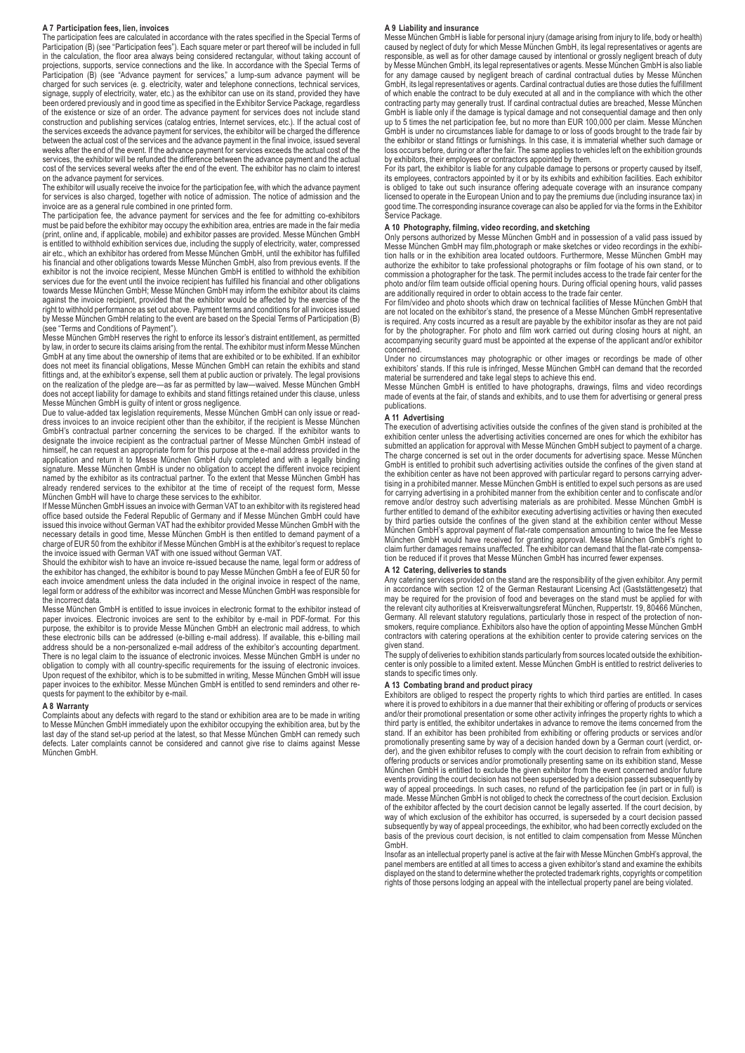### A 7 Participation fees, lien, invoices

The participation fees are calculated in accordance with the rates specified in the Special Terms of Participation (B) (see "Participation fees"). Each square meter or part thereof will be included in full in the calculation, the floor area always being considered rectangular, without taking account of projections, supports, service connections and the like. In accordance with the Special Terms of Participation (B) (see "Advance payment for services," a lump-sum advance payment will be charged for such services (e. g. electricity, water and telephone connections, technical services, signage, supply of electricity, water, etc.) as the exhibitor can use on its stand, provided they have been ordered previously and in good time as specified in the Exhibitor Service Package, regardless of the existence or size of an order. The advance payment for services does not include stand construction and publishing services (catalog entries, Internet services, etc.). If the actual cost of the services exceeds the advance payment for services, the exhibitor will be charged the difference between the actual cost of the services and the advance payment in the final invoice, issued several weeks after the end of the event. If the advance payment for services exceeds the actual cost of the services, the exhibitor will be refunded the difference between the advance payment and the actual cost of the services several weeks after the end of the event. The exhibitor has no claim to interest on the advance payment for services.

The exhibitor will usually receive the invoice for the participation fee, with which the advance payment for services is also charged, together with notice of admission. The notice of admission and the invoice are as a general rule combined in one printed form.

The participation fee, the advance payment for services and the fee for admitting co-exhibitors must be paid before the exhibitor may occupy the exhibition area, entries are made in the fair media (print, online and, if applicable, mobile) and exhibitor passes are provided. Messe München GmbH is entitled to withhold exhibition services due, including the supply of electricity, water, compressed air etc., which an exhibitor has ordered from Messe München GmbH, until the exhibitor has fulfilled his financial and other obligations towards Messe München GmbH, also from previous events. If the exhibitor is not the invoice recipient, Messe München GmbH is entitled to withhold the exhibition services due for the event until the invoice recipient has fulfilled his financial and other obligations towards Messe München GmbH; Messe München GmbH may inform the exhibitor about its claims against the invoice recipient, provided that the exhibitor would be affected by the exercise of the right to withhold performance as set out above. Payment terms and conditions for all invoices issued by Messe München GmbH relating to the event are based on the Special Terms of Participation (B) (see "Terms and Conditions of Payment").

Messe München GmbH reserves the right to enforce its lessor's distraint entitlement, as permitted by law, in order to secure its claims arising from the rental. The exhibitor must inform Messe München GmbH at any time about the ownership of items that are exhibited or to be exhibited. If an exhibitor does not meet its financial obligations, Messe München GmbH can retain the exhibits and stand fittings and, at the exhibitor's expense, sell them at public auction or privately. The legal provisions on the realization of the pledge are—as far as permitted by law—waived. Messe München GmbH does not accept liability for damage to exhibits and stand fittings retained under this clause, unless Messe München GmbH is guilty of intent or gross negligence.

Due to value-added tax legislation requirements, Messe München GmbH can only issue or readdress invoices to an invoice recipient other than the exhibitor, if the recipient is Messe München GmbH's contractual partner concerning the services to be charged. If the exhibitor wants to designate the invoice recipient as the contractual partner of Messe München GmbH instead of himself, he can request an appropriate form for this purpose at the e-mail address provided in the application and return it to Messe München GmbH duly completed and with a legally binding signature. Messe München GmbH is under no obligation to accept the different invoice recipient named by the exhibitor as its contractual partner. To the extent that Messe München GmbH has already rendered services to the exhibitor at the time of receipt of the request form, Messe München GmbH will have to charge these services to the exhibitor.

If Messe München GmbH issues an invoice with German VAT to an exhibitor with its registered head office based outside the Federal Republic of Germany and if Messe München GmbH could have issued this invoice without German VAT had the exhibitor provided Messe München GmbH with the necessary details in good time, Messe München GmbH is then entitled to demand payment of a charge of EUR 50 from the exhibitor if Messe München GmbH is at the exhibitor's request to replace the invoice issued with German VAT with one issued without German VAT.

Should the exhibitor wish to have an invoice re-issued because the name, legal form or address of the exhibitor has changed, the exhibitor is bound to pay Messe München GmbH a fee of EUR 50 for each invoice amendment unless the data included in the original invoice in respect of the name, legal form or address of the exhibitor was incorrect and Messe München GmbH was responsible for the incorrect data.

Messe München GmbH is entitled to issue invoices in electronic format to the exhibitor instead of paper invoices. Electronic invoices are sent to the exhibitor by e-mail in PDF-format. For this purpose, the exhibitor is to provide Messe München GmbH an electronic mail address, to which these electronic bills can be addressed (e-billing e-mail address). If available, this e-billing mail address should be a non-personalized e-mail address of the exhibitor's accounting department. There is no legal claim to the issuance of electronic invoices. Messe München GmbH is under no obligation to comply with all country-specific requirements for the issuing of electronic invoices. Upon request of the exhibitor, which is to be submitted in writing, Messe München GmbH will issue paper invoices to the exhibitor. Messe München GmbH is entitled to send reminders and other requests for payment to the exhibitor by e-mail.

### A 8 Warranty

Complaints about any defects with regard to the stand or exhibition area are to be made in writing to Messe München GmbH immediately upon the exhibitor occupying the exhibition area, but by the last day of the stand set-up period at the latest, so that Messe München GmbH can remedy such defects. Later complaints cannot be considered and cannot give rise to claims against Messe München GmbH.

### A 9 Liability and insurance

Messe München GmbH is liable for personal injury (damage arising from injury to life, body or health) caused by neglect of duty for which Messe München GmbH, its legal representatives or agents are responsible, as well as for other damage caused by intentional or grossly negligent breach of duty by Messe München GmbH, its legal representatives or agents. Messe München GmbH is also liable for any damage caused by negligent breach of cardinal contractual duties by Messe München GmbH, its legal representatives or agents. Cardinal contractual duties are those duties the fulfillment of which enable the contract to be duly executed at all and in the compliance with which the other contracting party may generally trust. If cardinal contractual duties are breached, Messe München GmbH is liable only if the damage is typical damage and not consequential damage and then only up to 5 times the net participation fee, but no more than EUR 100,000 per claim. Messe München GmbH is under no circumstances liable for damage to or loss of goods brought to the trade fair by the exhibitor or stand fittings or furnishings. In this case, it is immaterial whether such damage or loss occurs before, during or after the fair. The same applies to vehicles left on the exhibition grounds by exhibitors, their employees or contractors appointed by them.

For its part, the exhibitor is liable for any culpable damage to persons or property caused by itself, its employees, contractors appointed by it or by its exhibits and exhibition facilities. Each exhibitor is obliged to take out such insurance offering adequate coverage with an insurance company licensed to operate in the European Union and to pay the premiums due (including insurance tax) in good time. The corresponding insurance coverage can also be applied for via the forms in the Exhibitor Service Package.

### A 10 Photography, filming, video recording, and sketching

Only persons authorized by Messe München GmbH and in possession of a valid pass issued by Messe München GmbH may film,photograph or make sketches or video recordings in the exhibition halls or in the exhibition area located outdoors. Furthermore, Messe München GmbH may authorize the exhibitor to take professional photographs or film footage of his own stand, or to commission a photographer for the task. The permit includes access to the trade fair center for the photo and/or film team outside official opening hours. During official opening hours, valid passes are additionally required in order to obtain access to the trade fair center.

For film/video and photo shoots which draw on technical facilities of Messe München GmbH that are not located on the exhibitor's stand, the presence of a Messe München GmbH representative is required. Any costs incurred as a result are payable by the exhibitor insofar as they are not paid for by the photographer. For photo and film work carried out during closing hours at night, an accompanying security guard must be appointed at the expense of the applicant and/or exhibitor concerned.

Under no circumstances may photographic or other images or recordings be made of other exhibitors' stands. If this rule is infringed, Messe München GmbH can demand that the recorded material be surrendered and take legal steps to achieve this end.

Messe München GmbH is entitled to have photographs, drawings, films and video recordings made of events at the fair, of stands and exhibits, and to use them for advertising or general press publications.

### A 11 Advertising

The execution of advertising activities outside the confines of the given stand is prohibited at the exhibition center unless the advertising activities concerned are ones for which the exhibitor has submitted an application for approval with Messe München GmbH subject to payment of a charge. The charge concerned is set out in the order documents for advertising space. Messe München GmbH is entitled to prohibit such advertising activities outside the confines of the given stand at the exhibition center as have not been approved with particular regard to persons carrying advertising in a prohibited manner. Messe München GmbH is entitled to expel such persons as are used for carrying advertising in a prohibited manner from the exhibition center and to confiscate and/or remove and/or destroy such advertising materials as are prohibited. Messe München GmbH is further entitled to demand of the exhibitor executing advertising activities or having then executed by third parties outside the confines of the given stand at the exhibition center without Messe München GmbH's approval payment of flat-rate compensation amounting to twice the fee Messe München GmbH would have received for granting approval. Messe München GmbH's right to claim further damages remains unaffected. The exhibitor can demand that the flat-rate compensation be reduced if it proves that Messe München GmbH has incurred fewer expenses.

### A 12 Catering, deliveries to stands

Any catering services provided on the stand are the responsibility of the given exhibitor. Any permit in accordance with section 12 of the German Restaurant Licensing Act (Gaststättengesetz) that may be required for the provision of food and beverages on the stand must be applied for with the relevant city authorities at Kreisverwaltungsreferat München, Ruppertstr. 19, 80466 München, Germany. All relevant statutory regulations, particularly those in respect of the protection of nonsmokers, require compliance. Exhibitors also have the option of appointing Messe München GmbH contractors with catering operations at the exhibition center to provide catering services on the given stand.

The supply of deliveries to exhibition stands particularly from sources located outside the exhibitioncenter is only possible to a limited extent. Messe München GmbH is entitled to restrict deliveries to stands to specific times only.

### A 13 Combating brand and product piracy

Exhibitors are obliged to respect the property rights to which third parties are entitled. In cases where it is proved to exhibitors in a due manner that their exhibiting or offering of products or services and/or their promotional presentation or some other activity infringes the property rights to which a third party is entitled, the exhibitor undertakes in advance to remove the items concerned from the stand. If an exhibitor has been prohibited from exhibiting or offering products or services and/or promotionally presenting same by way of a decision handed down by a German court (verdict, order), and the given exhibitor refuses to comply with the court decision to refrain from exhibiting or offering products or services and/or promotionally presenting same on its exhibition stand, Messe München GmbH is entitled to exclude the given exhibitor from the event concerned and/or future events providing the court decision has not been superseded by a decision passed subsequently by way of appeal proceedings. In such cases, no refund of the participation fee (in part or in full) is made. Messe München GmbH is not obliged to check the correctness of the court decision. Exclusion of the exhibitor affected by the court decision cannot be legally asserted. If the court decision, by way of which exclusion of the exhibitor has occurred, is superseded by a court decision passed subsequently by way of appeal proceedings, the exhibitor, who had been correctly excluded on the basis of the previous court decision, is not entitled to claim compensation from Messe München GmbH.

Insofar as an intellectual property panel is active at the fair with Messe München GmbH's approval, the panel members are entitled at all times to access a given exhibitor's stand and examine the exhibits displayed on the stand to determine whether the protected trademark rights, copyrights or competition rights of those persons lodging an appeal with the intellectual property panel are being violated.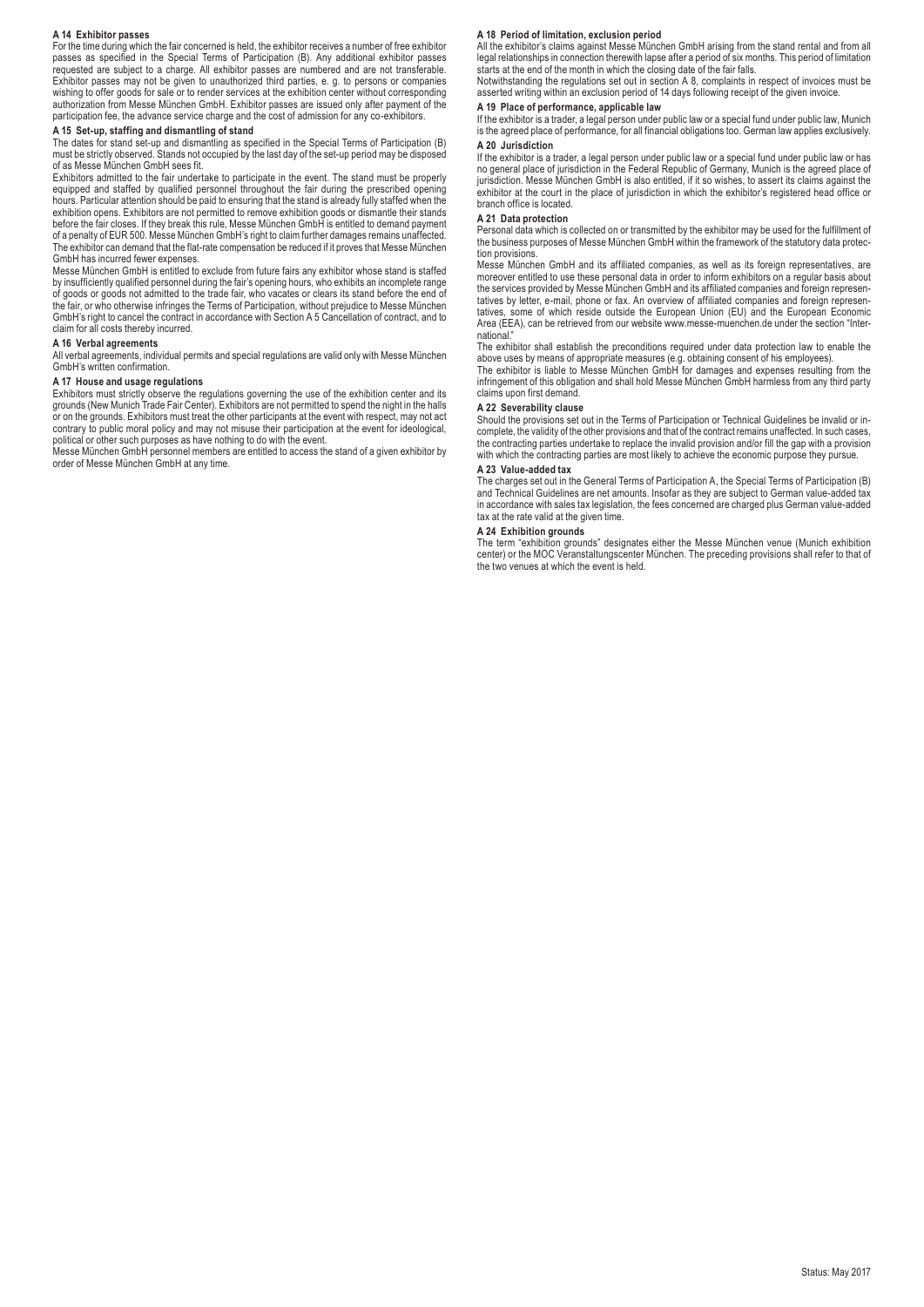### A 14 Exhibitor passes

For the time during which the fair concerned is held, the exhibitor receives a number of free exhibitor passes as specified in the Special Terms of Participation (B). Any additional exhibitor passes requested are subject to a charge. All exhibitor passes are numbered and are not transferable. Exhibitor passes may not be given to unauthorized third parties, e. g. to persons or companies wishing to offer goods for sale or to render services at the exhibition center without corresponding authorization from Messe München GmbH. Exhibitor passes are issued only after payment of the participation fee, the advance service charge and the cost of admission for any co-exhibitors.

### A 15 Set-up, staffing and dismantling of stand

The dates for stand set-up and dismantling as specified in the Special Terms of Participation (B) must be strictly observed. Stands not occupied by the last day of the set-up period may be disposed of as Messe München GmbH sees fit.

Exhibitors admitted to the fair undertake to participate in the event. The stand must be properly equipped and staffed by qualified personnel throughout the fair during the prescribed opening hours. Particular attention should be paid to ensuring that the stand is already fully staffed when the exhibition opens. Exhibitors are not permitted to remove exhibition goods or dismantle their stands before the fair closes. If they break this rule, Messe München GmbH is entitled to demand payment of a penalty of EUR 500. Messe München GmbH's right to claim further damages remains unaffected. The exhibitor can demand that the flat-rate compensation be reduced if it proves that Messe München GmbH has incurred fewer expenses.

Messe München GmbH is entitled to exclude from future fairs any exhibitor whose stand is staffed by insufficiently qualified personnel during the fair's opening hours, who exhibits an incomplete range of goods or goods not admitted to the trade fair, who vacates or clears its stand before the end of the fair, or who otherwise infringes the Terms of Participation, without prejudice to Messe München GmbH's right to cancel the contract in accordance with Section A 5 Cancellation of contract, and to claim for all costs thereby incurred.

### A 16 Verbal agreements

All verbal agreements, individual permits and special regulations are valid only with Messe München GmbH's written confirmation.

### A 17 House and usage regulations

Exhibitors must strictly observe the regulations governing the use of the exhibition center and its grounds (New Munich Trade Fair Center). Exhibitors are not permitted to spend the night in the halls or on the grounds. Exhibitors must treat the other participants at the event with respect, may not act contrary to public moral policy and may not misuse their participation at the event for ideological, political or other such purposes as have nothing to do with the event.

Messe München GmbH personnel members are entitled to access the stand of a given exhibitor by order of Messe München GmbH at any time.

### A 18 Period of limitation, exclusion period

All the exhibitor's claims against Messe München GmbH arising from the stand rental and from all legal relationships in connection therewith lapse after a period of six months. This period of limitation starts at the end of the month in which the closing date of the fair falls.

Notwithstanding the regulations set out in section A 8, complaints in respect of invoices must be asserted writing within an exclusion period of 14 days following receipt of the given invoice.

### A 19 Place of performance, applicable law

If the exhibitor is a trader, a legal person under public law or a special fund under public law, Munich is the agreed place of performance, for all financial obligations too. German law applies exclusively.

### A 20 Jurisdiction

If the exhibitor is a trader, a legal person under public law or a special fund under public law or has no general place of jurisdiction in the Federal Republic of Germany, Munich is the agreed place of jurisdiction. Messe München GmbH is also entitled, if it so wishes, to assert its claims against the exhibitor at the court in the place of jurisdiction in which the exhibitor's registered head office or branch office is located.

### A 21 Data protection

Personal data which is collected on or transmitted by the exhibitor may be used for the fulfillment of the business purposes of Messe München GmbH within the framework of the statutory data protection provisions.

Messe München GmbH and its affiliated companies, as well as its foreign representatives, are moreover entitled to use these personal data in order to inform exhibitors on a regular basis about the services provided by Messe München GmbH and its affiliated companies and foreign representatives by letter, e-mail, phone or fax. An overview of affiliated companies and foreign representatives, some of which reside outside the European Union (EU) and the European Economic Area (EEA), can be retrieved from our website www.messe-muenchen.de under the section "International."

The exhibitor shall establish the preconditions required under data protection law to enable the above uses by means of appropriate measures (e.g. obtaining consent of his employees).

The exhibitor is liable to Messe München GmbH for damages and expenses resulting from the infringement of this obligation and shall hold Messe München GmbH harmless from any third party claims upon first demand.

### A 22 Severability clause

Should the provisions set out in the Terms of Participation or Technical Guidelines be invalid or incomplete, the validity of the other provisions and that of the contract remains unaffected. In such cases, the contracting parties undertake to replace the invalid provision and/or fill the gap with a provision with which the contracting parties are most likely to achieve the economic purpose they pursue.

### A 23 Value-added tax

The charges set out in the General Terms of Participation A, the Special Terms of Participation (B) and Technical Guidelines are net amounts. Insofar as they are subject to German value-added tax in accordance with sales tax legislation, the fees concerned are charged plus German value-added tax at the rate valid at the given time.

### A 24 Exhibition grounds

The term "exhibition grounds" designates either the Messe München venue (Munich exhibition center) or the MOC Veranstaltungscenter München. The preceding provisions shall refer to that of the two venues at which the event is held.

Status: May 2017